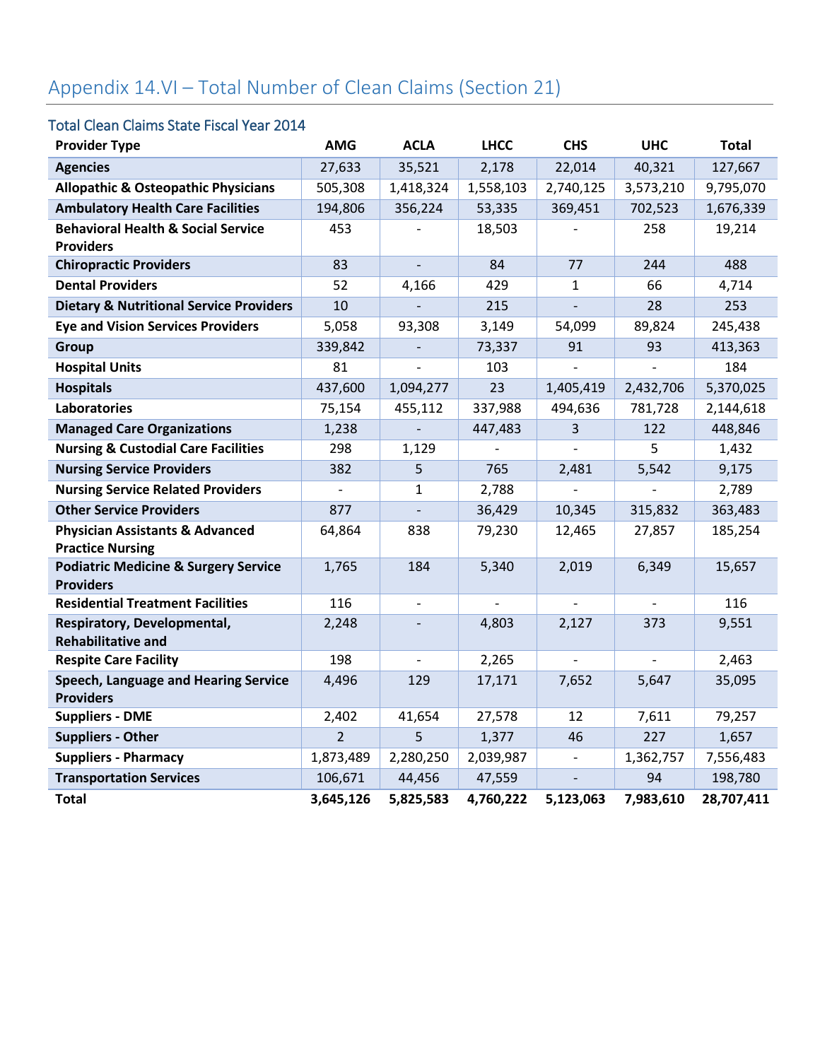## Appendix 14.VI – Total Number of Clean Claims (Section 21)

### Total Clean Claims State Fiscal Year 2014

| Provider Type | AMG | ACLA | LHCC | CHS | UHC | Total |
|---|---|---|---|---|---|---|
| **Agencies** | 27,633 | 35,521 | 2,178 | 22,014 | 40,321 | 127,667 |
| **Allopathic & Osteopathic Physicians** | 505,308 | 1,418,324 | 1,558,103 | 2,740,125 | 3,573,210 | 9,795,070 |
| **Ambulatory Health Care Facilities** | 194,806 | 356,224 | 53,335 | 369,451 | 702,523 | 1,676,339 |
| **Behavioral Health & Social Service Providers** | 453 | - | 18,503 | - | 258 | 19,214 |
| **Chiropractic Providers** | 83 | - | 84 | 77 | 244 | 488 |
| **Dental Providers** | 52 | 4,166 | 429 | 1 | 66 | 4,714 |
| **Dietary & Nutritional Service Providers** | 10 | - | 215 | - | 28 | 253 |
| **Eye and Vision Services Providers** | 5,058 | 93,308 | 3,149 | 54,099 | 89,824 | 245,438 |
| **Group** | 339,842 | - | 73,337 | 91 | 93 | 413,363 |
| **Hospital Units** | 81 | - | 103 | - | - | 184 |
| **Hospitals** | 437,600 | 1,094,277 | 23 | 1,405,419 | 2,432,706 | 5,370,025 |
| **Laboratories** | 75,154 | 455,112 | 337,988 | 494,636 | 781,728 | 2,144,618 |
| **Managed Care Organizations** | 1,238 | - | 447,483 | 3 | 122 | 448,846 |
| **Nursing & Custodial Care Facilities** | 298 | 1,129 | - | - | 5 | 1,432 |
| **Nursing Service Providers** | 382 | 5 | 765 | 2,481 | 5,542 | 9,175 |
| **Nursing Service Related Providers** | - | 1 | 2,788 | - | - | 2,789 |
| **Other Service Providers** | 877 | - | 36,429 | 10,345 | 315,832 | 363,483 |
| **Physician Assistants & Advanced Practice Nursing** | 64,864 | 838 | 79,230 | 12,465 | 27,857 | 185,254 |
| **Podiatric Medicine & Surgery Service Providers** | 1,765 | 184 | 5,340 | 2,019 | 6,349 | 15,657 |
| **Residential Treatment Facilities** | 116 | - | - | - | - | 116 |
| **Respiratory, Developmental, Rehabilitative and** | 2,248 | - | 4,803 | 2,127 | 373 | 9,551 |
| **Respite Care Facility** | 198 | - | 2,265 | - | - | 2,463 |
| **Speech, Language and Hearing Service Providers** | 4,496 | 129 | 17,171 | 7,652 | 5,647 | 35,095 |
| **Suppliers - DME** | 2,402 | 41,654 | 27,578 | 12 | 7,611 | 79,257 |
| **Suppliers - Other** | 2 | 5 | 1,377 | 46 | 227 | 1,657 |
| **Suppliers - Pharmacy** | 1,873,489 | 2,280,250 | 2,039,987 | - | 1,362,757 | 7,556,483 |
| **Transportation Services** | 106,671 | 44,456 | 47,559 | - | 94 | 198,780 |
| **Total** | **3,645,126** | **5,825,583** | **4,760,222** | **5,123,063** | **7,983,610** | **28,707,411** |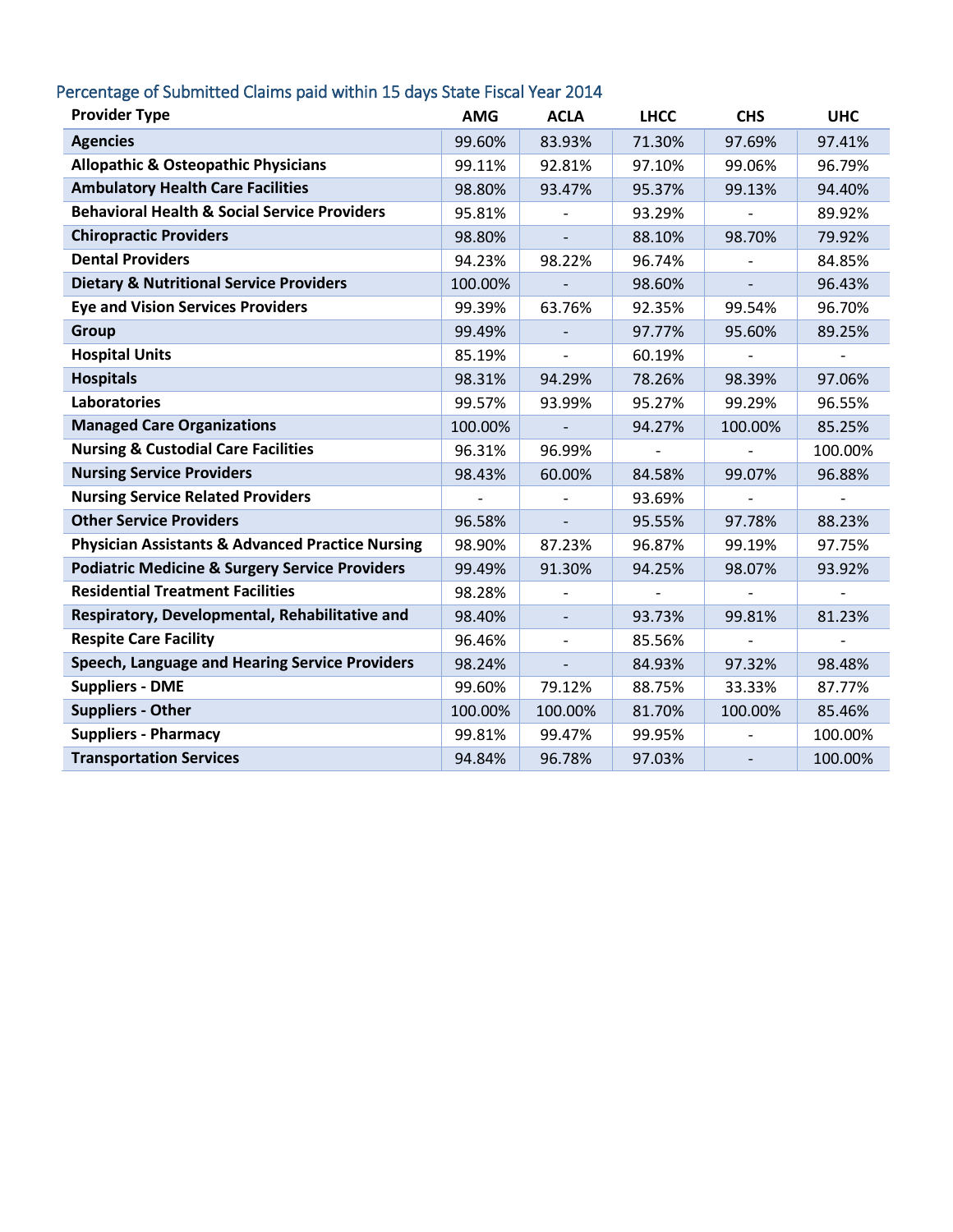## Percentage of Submitted Claims paid within 15 days State Fiscal Year 2014

| Provider Type | AMG | ACLA | LHCC | CHS | UHC |
|---|---|---|---|---|---|
| Agencies | 99.60% | 83.93% | 71.30% | 97.69% | 97.41% |
| Allopathic & Osteopathic Physicians | 99.11% | 92.81% | 97.10% | 99.06% | 96.79% |
| Ambulatory Health Care Facilities | 98.80% | 93.47% | 95.37% | 99.13% | 94.40% |
| Behavioral Health & Social Service Providers | 95.81% | - | 93.29% | - | 89.92% |
| Chiropractic Providers | 98.80% | - | 88.10% | 98.70% | 79.92% |
| Dental Providers | 94.23% | 98.22% | 96.74% | - | 84.85% |
| Dietary & Nutritional Service Providers | 100.00% | - | 98.60% | - | 96.43% |
| Eye and Vision Services Providers | 99.39% | 63.76% | 92.35% | 99.54% | 96.70% |
| Group | 99.49% | - | 97.77% | 95.60% | 89.25% |
| Hospital Units | 85.19% | - | 60.19% | - | - |
| Hospitals | 98.31% | 94.29% | 78.26% | 98.39% | 97.06% |
| Laboratories | 99.57% | 93.99% | 95.27% | 99.29% | 96.55% |
| Managed Care Organizations | 100.00% | - | 94.27% | 100.00% | 85.25% |
| Nursing & Custodial Care Facilities | 96.31% | 96.99% | - | - | 100.00% |
| Nursing Service Providers | 98.43% | 60.00% | 84.58% | 99.07% | 96.88% |
| Nursing Service Related Providers | - | - | 93.69% | - | - |
| Other Service Providers | 96.58% | - | 95.55% | 97.78% | 88.23% |
| Physician Assistants & Advanced Practice Nursing | 98.90% | 87.23% | 96.87% | 99.19% | 97.75% |
| Podiatric Medicine & Surgery Service Providers | 99.49% | 91.30% | 94.25% | 98.07% | 93.92% |
| Residential Treatment Facilities | 98.28% | - | - | - | - |
| Respiratory, Developmental, Rehabilitative and | 98.40% | - | 93.73% | 99.81% | 81.23% |
| Respite Care Facility | 96.46% | - | 85.56% | - | - |
| Speech, Language and Hearing Service Providers | 98.24% | - | 84.93% | 97.32% | 98.48% |
| Suppliers - DME | 99.60% | 79.12% | 88.75% | 33.33% | 87.77% |
| Suppliers - Other | 100.00% | 100.00% | 81.70% | 100.00% | 85.46% |
| Suppliers - Pharmacy | 99.81% | 99.47% | 99.95% | - | 100.00% |
| Transportation Services | 94.84% | 96.78% | 97.03% | - | 100.00% |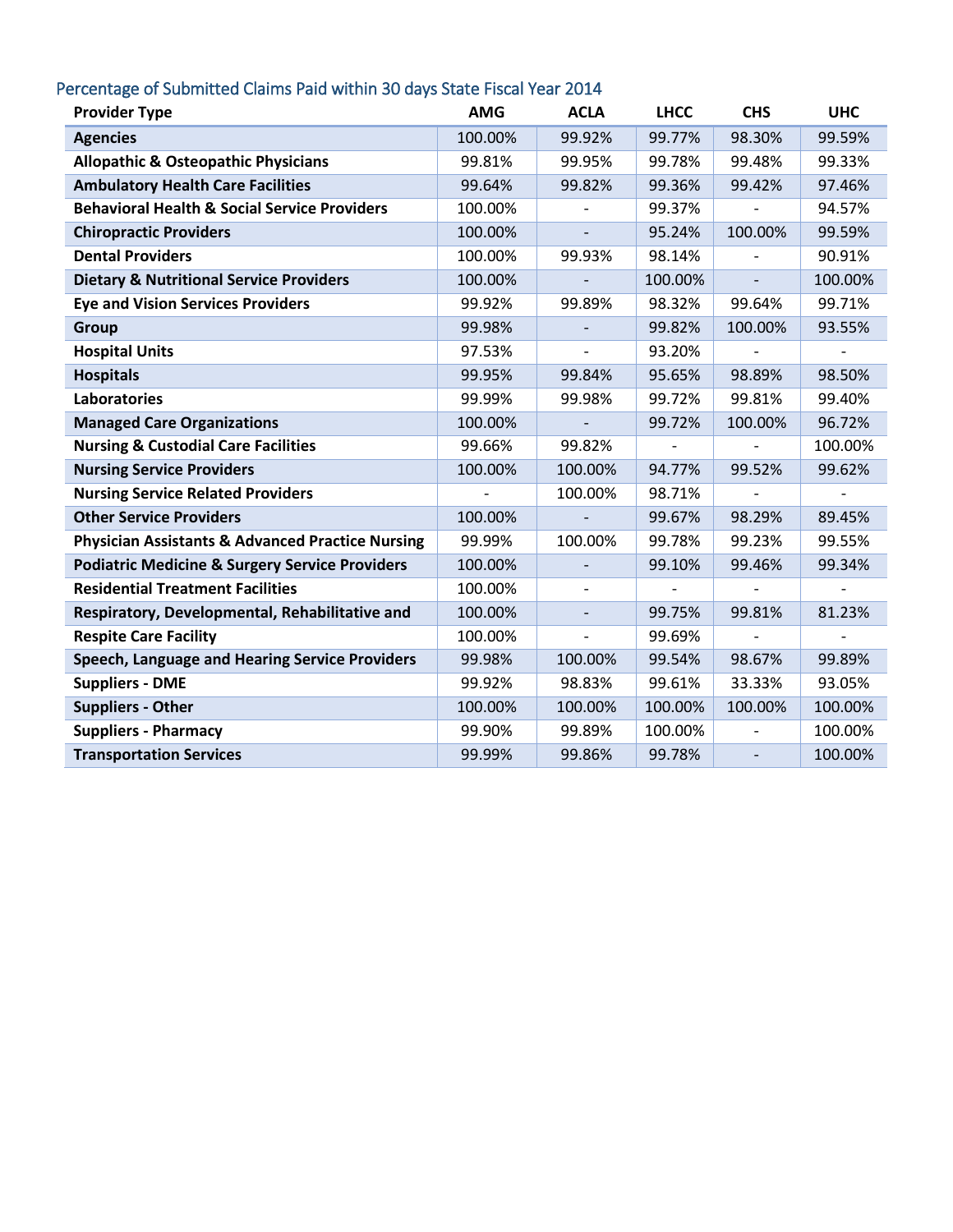## Percentage of Submitted Claims Paid within 30 days State Fiscal Year 2014

| Provider Type | AMG | ACLA | LHCC | CHS | UHC |
|---|---|---|---|---|---|
| **Agencies** | 100.00% | 99.92% | 99.77% | 98.30% | 99.59% |
| **Allopathic & Osteopathic Physicians** | 99.81% | 99.95% | 99.78% | 99.48% | 99.33% |
| **Ambulatory Health Care Facilities** | 99.64% | 99.82% | 99.36% | 99.42% | 97.46% |
| **Behavioral Health & Social Service Providers** | 100.00% | - | 99.37% | - | 94.57% |
| **Chiropractic Providers** | 100.00% | - | 95.24% | 100.00% | 99.59% |
| **Dental Providers** | 100.00% | 99.93% | 98.14% | - | 90.91% |
| **Dietary & Nutritional Service Providers** | 100.00% | - | 100.00% | - | 100.00% |
| **Eye and Vision Services Providers** | 99.92% | 99.89% | 98.32% | 99.64% | 99.71% |
| **Group** | 99.98% | - | 99.82% | 100.00% | 93.55% |
| **Hospital Units** | 97.53% | - | 93.20% | - | - |
| **Hospitals** | 99.95% | 99.84% | 95.65% | 98.89% | 98.50% |
| **Laboratories** | 99.99% | 99.98% | 99.72% | 99.81% | 99.40% |
| **Managed Care Organizations** | 100.00% | - | 99.72% | 100.00% | 96.72% |
| **Nursing & Custodial Care Facilities** | 99.66% | 99.82% | - | - | 100.00% |
| **Nursing Service Providers** | 100.00% | 100.00% | 94.77% | 99.52% | 99.62% |
| **Nursing Service Related Providers** | - | 100.00% | 98.71% | - | - |
| **Other Service Providers** | 100.00% | - | 99.67% | 98.29% | 89.45% |
| **Physician Assistants & Advanced Practice Nursing** | 99.99% | 100.00% | 99.78% | 99.23% | 99.55% |
| **Podiatric Medicine & Surgery Service Providers** | 100.00% | - | 99.10% | 99.46% | 99.34% |
| **Residential Treatment Facilities** | 100.00% | - | - | - | - |
| **Respiratory, Developmental, Rehabilitative and** | 100.00% | - | 99.75% | 99.81% | 81.23% |
| **Respite Care Facility** | 100.00% | - | 99.69% | - | - |
| **Speech, Language and Hearing Service Providers** | 99.98% | 100.00% | 99.54% | 98.67% | 99.89% |
| **Suppliers - DME** | 99.92% | 98.83% | 99.61% | 33.33% | 93.05% |
| **Suppliers - Other** | 100.00% | 100.00% | 100.00% | 100.00% | 100.00% |
| **Suppliers - Pharmacy** | 99.90% | 99.89% | 100.00% | - | 100.00% |
| **Transportation Services** | 99.99% | 99.86% | 99.78% | - | 100.00% |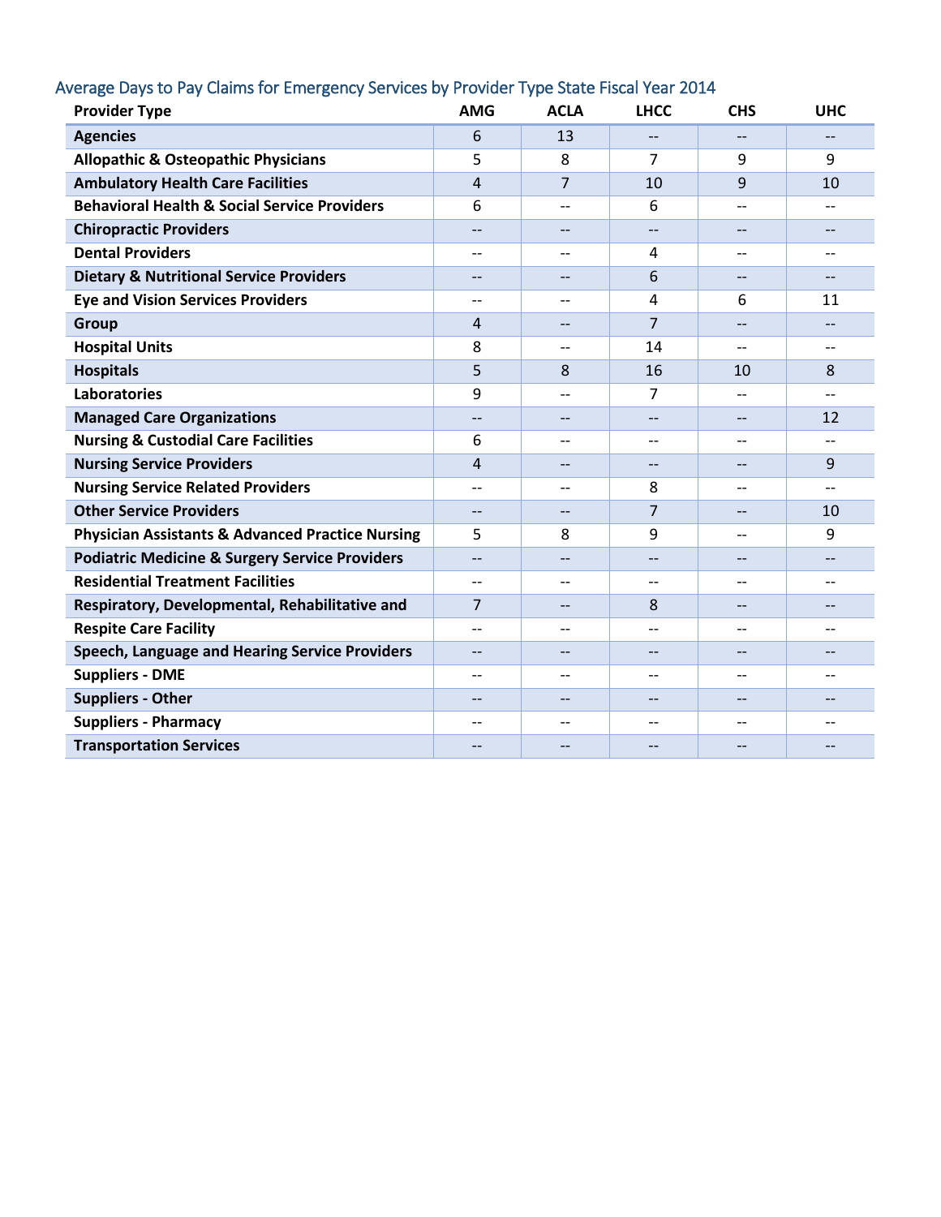## Average Days to Pay Claims for Emergency Services by Provider Type State Fiscal Year 2014

| Provider Type | AMG | ACLA | LHCC | CHS | UHC |
|---|---|---|---|---|---|
| **Agencies** | 6 | 13 | -- | -- | -- |
| **Allopathic & Osteopathic Physicians** | 5 | 8 | 7 | 9 | 9 |
| **Ambulatory Health Care Facilities** | 4 | 7 | 10 | 9 | 10 |
| **Behavioral Health & Social Service Providers** | 6 | -- | 6 | -- | -- |
| **Chiropractic Providers** | -- | -- | -- | -- | -- |
| **Dental Providers** | -- | -- | 4 | -- | -- |
| **Dietary & Nutritional Service Providers** | -- | -- | 6 | -- | -- |
| **Eye and Vision Services Providers** | -- | -- | 4 | 6 | 11 |
| **Group** | 4 | -- | 7 | -- | -- |
| **Hospital Units** | 8 | -- | 14 | -- | -- |
| **Hospitals** | 5 | 8 | 16 | 10 | 8 |
| **Laboratories** | 9 | -- | 7 | -- | -- |
| **Managed Care Organizations** | -- | -- | -- | -- | 12 |
| **Nursing & Custodial Care Facilities** | 6 | -- | -- | -- | -- |
| **Nursing Service Providers** | 4 | -- | -- | -- | 9 |
| **Nursing Service Related Providers** | -- | -- | 8 | -- | -- |
| **Other Service Providers** | -- | -- | 7 | -- | 10 |
| **Physician Assistants & Advanced Practice Nursing** | 5 | 8 | 9 | -- | 9 |
| **Podiatric Medicine & Surgery Service Providers** | -- | -- | -- | -- | -- |
| **Residential Treatment Facilities** | -- | -- | -- | -- | -- |
| **Respiratory, Developmental, Rehabilitative and** | 7 | -- | 8 | -- | -- |
| **Respite Care Facility** | -- | -- | -- | -- | -- |
| **Speech, Language and Hearing Service Providers** | -- | -- | -- | -- | -- |
| **Suppliers - DME** | -- | -- | -- | -- | -- |
| **Suppliers - Other** | -- | -- | -- | -- | -- |
| **Suppliers - Pharmacy** | -- | -- | -- | -- | -- |
| **Transportation Services** | -- | -- | -- | -- | -- |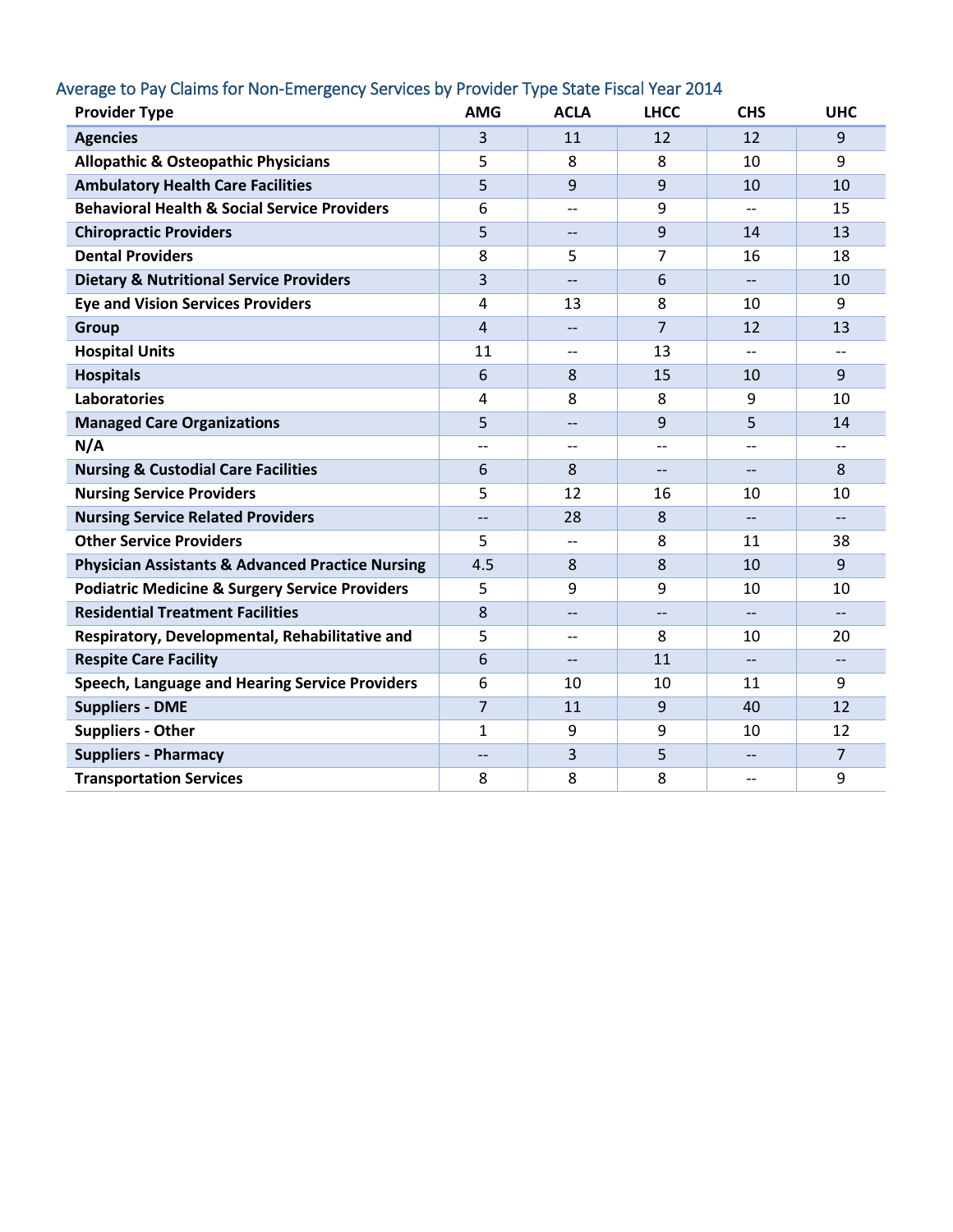## Average to Pay Claims for Non-Emergency Services by Provider Type State Fiscal Year 2014

| Provider Type | AMG | ACLA | LHCC | CHS | UHC |
|---|---|---|---|---|---|
| **Agencies** | 3 | 11 | 12 | 12 | 9 |
| **Allopathic & Osteopathic Physicians** | 5 | 8 | 8 | 10 | 9 |
| **Ambulatory Health Care Facilities** | 5 | 9 | 9 | 10 | 10 |
| **Behavioral Health & Social Service Providers** | 6 | -- | 9 | -- | 15 |
| **Chiropractic Providers** | 5 | -- | 9 | 14 | 13 |
| **Dental Providers** | 8 | 5 | 7 | 16 | 18 |
| **Dietary & Nutritional Service Providers** | 3 | -- | 6 | -- | 10 |
| **Eye and Vision Services Providers** | 4 | 13 | 8 | 10 | 9 |
| **Group** | 4 | -- | 7 | 12 | 13 |
| **Hospital Units** | 11 | -- | 13 | -- | -- |
| **Hospitals** | 6 | 8 | 15 | 10 | 9 |
| **Laboratories** | 4 | 8 | 8 | 9 | 10 |
| **Managed Care Organizations** | 5 | -- | 9 | 5 | 14 |
| **N/A** | -- | -- | -- | -- | -- |
| **Nursing & Custodial Care Facilities** | 6 | 8 | -- | -- | 8 |
| **Nursing Service Providers** | 5 | 12 | 16 | 10 | 10 |
| **Nursing Service Related Providers** | -- | 28 | 8 | -- | -- |
| **Other Service Providers** | 5 | -- | 8 | 11 | 38 |
| **Physician Assistants & Advanced Practice Nursing** | 4.5 | 8 | 8 | 10 | 9 |
| **Podiatric Medicine & Surgery Service Providers** | 5 | 9 | 9 | 10 | 10 |
| **Residential Treatment Facilities** | 8 | -- | -- | -- | -- |
| **Respiratory, Developmental, Rehabilitative and** | 5 | -- | 8 | 10 | 20 |
| **Respite Care Facility** | 6 | -- | 11 | -- | -- |
| **Speech, Language and Hearing Service Providers** | 6 | 10 | 10 | 11 | 9 |
| **Suppliers - DME** | 7 | 11 | 9 | 40 | 12 |
| **Suppliers - Other** | 1 | 9 | 9 | 10 | 12 |
| **Suppliers - Pharmacy** | -- | 3 | 5 | -- | 7 |
| **Transportation Services** | 8 | 8 | 8 | -- | 9 |